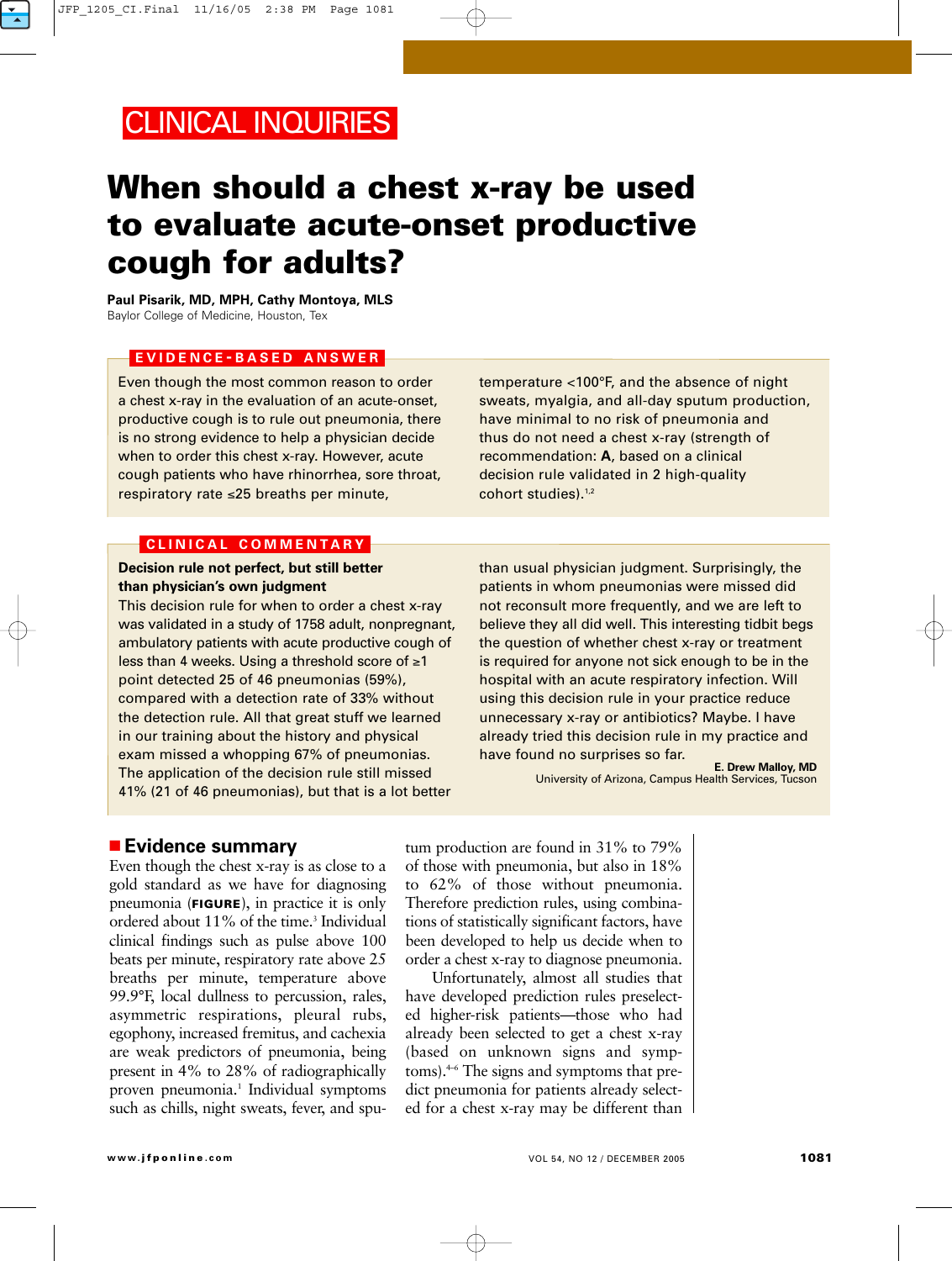CLINICAL INQUIRIES

# When should a chest x-ray be used to evaluate acute-onset productive cough for adults?

**Paul Pisarik, MD, MPH, Cathy Montoya, MLS**
Baylor College of Medicine, Houston, Tex

## EVIDENCE-BASED ANSWER

Even though the most common reason to order a chest x-ray in the evaluation of an acute-onset, productive cough is to rule out pneumonia, there is no strong evidence to help a physician decide when to order this chest x-ray. However, acute cough patients who have rhinorrhea, sore throat, respiratory rate ≤25 breaths per minute, temperature <100°F, and the absence of night sweats, myalgia, and all-day sputum production, have minimal to no risk of pneumonia and thus do not need a chest x-ray (strength of recommendation: **A**, based on a clinical decision rule validated in 2 high-quality cohort studies).[1,2]

## CLINICAL COMMENTARY

**Decision rule not perfect, but still better than physician's own judgment**

This decision rule for when to order a chest x-ray was validated in a study of 1758 adult, nonpregnant, ambulatory patients with acute productive cough of less than 4 weeks. Using a threshold score of ≥1 point detected 25 of 46 pneumonias (59%), compared with a detection rate of 33% without the detection rule. All that great stuff we learned in our training about the history and physical exam missed a whopping 67% of pneumonias. The application of the decision rule still missed 41% (21 of 46 pneumonias), but that is a lot better than usual physician judgment. Surprisingly, the patients in whom pneumonias were missed did not reconsult more frequently, and we are left to believe they all did well. This interesting tidbit begs the question of whether chest x-ray or treatment is required for anyone not sick enough to be in the hospital with an acute respiratory infection. Will using this decision rule in your practice reduce unnecessary x-ray or antibiotics? Maybe. I have already tried this decision rule in my practice and have found no surprises so far.

**E. Drew Malloy, MD**
University of Arizona, Campus Health Services, Tucson

## Evidence summary

Even though the chest x-ray is as close to a gold standard as we have for diagnosing pneumonia (**FIGURE**), in practice it is only ordered about 11% of the time.[3] Individual clinical findings such as pulse above 100 beats per minute, respiratory rate above 25 breaths per minute, temperature above 99.9°F, local dullness to percussion, rales, asymmetric respirations, pleural rubs, egophony, increased fremitus, and cachexia are weak predictors of pneumonia, being present in 4% to 28% of radiographically proven pneumonia.[1] Individual symptoms such as chills, night sweats, fever, and sputum production are found in 31% to 79% of those with pneumonia, but also in 18% to 62% of those without pneumonia. Therefore prediction rules, using combinations of statistically significant factors, have been developed to help us decide when to order a chest x-ray to diagnose pneumonia.

Unfortunately, almost all studies that have developed prediction rules preselected higher-risk patients—those who had already been selected to get a chest x-ray (based on unknown signs and symptoms).[4–6] The signs and symptoms that predict pneumonia for patients already selected for a chest x-ray may be different than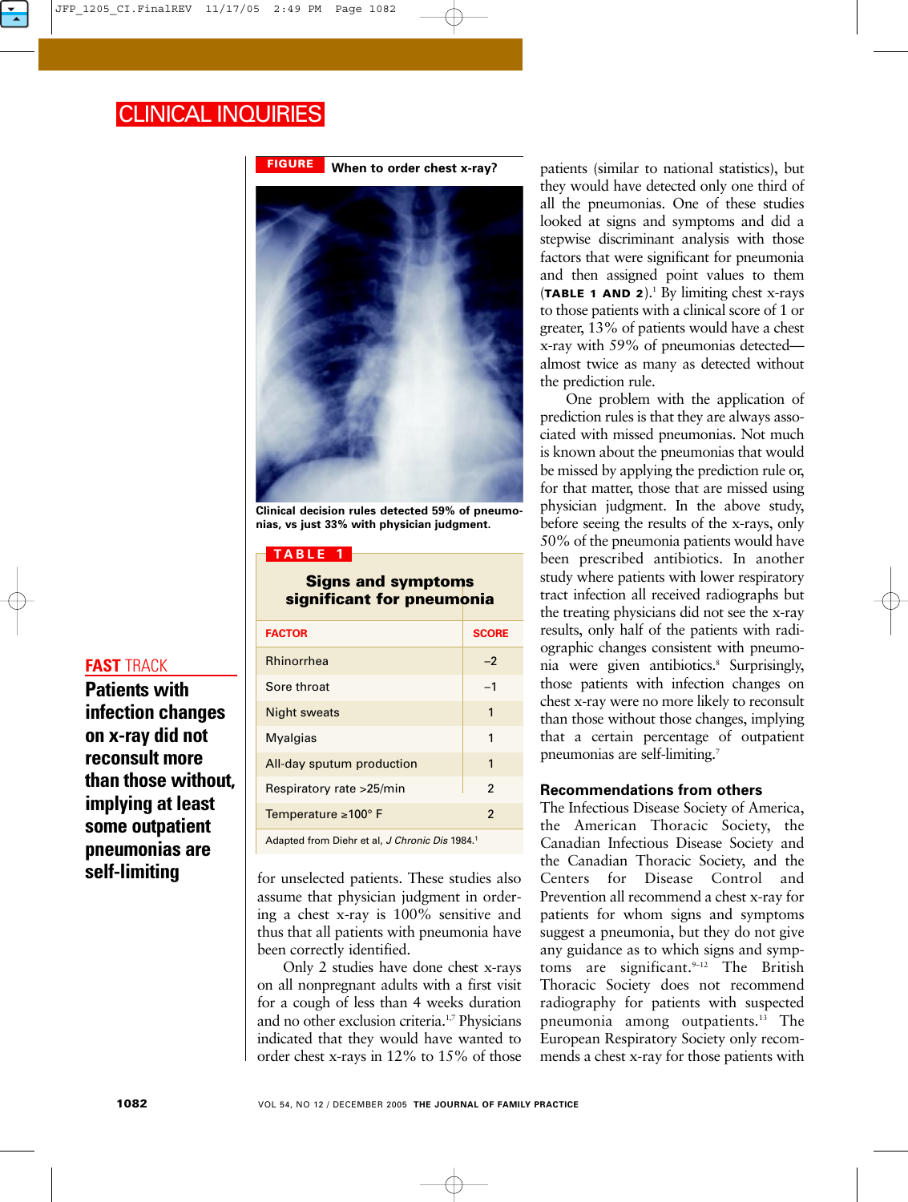## CLINICAL INQUIRIES

**FIGURE** When to order chest x-ray?

Clinical decision rules detected 59% of pneumonias, vs just 33% with physician judgment.

**TABLE 1**

**Signs and symptoms significant for pneumonia**

| FACTOR | SCORE |
|---|---|
| Rhinorrhea | –2 |
| Sore throat | –1 |
| Night sweats | 1 |
| Myalgias | 1 |
| All-day sputum production | 1 |
| Respiratory rate >25/min | 2 |
| Temperature ≥100° F | 2 |

Adapted from Diehr et al, *J Chronic Dis* 1984.[1]

**FAST TRACK**

**Patients with infection changes on x-ray did not reconsult more than those without, implying at least some outpatient pneumonias are self-limiting**

for unselected patients. These studies also assume that physician judgment in ordering a chest x-ray is 100% sensitive and thus that all patients with pneumonia have been correctly identified.

Only 2 studies have done chest x-rays on all nonpregnant adults with a first visit for a cough of less than 4 weeks duration and no other exclusion criteria.[1,7] Physicians indicated that they would have wanted to order chest x-rays in 12% to 15% of those patients (similar to national statistics), but they would have detected only one third of all the pneumonias. One of these studies looked at signs and symptoms and did a stepwise discriminant analysis with those factors that were significant for pneumonia and then assigned point values to them (**TABLE 1 AND 2**).[1] By limiting chest x-rays to those patients with a clinical score of 1 or greater, 13% of patients would have a chest x-ray with 59% of pneumonias detected—almost twice as many as detected without the prediction rule.

One problem with the application of prediction rules is that they are always associated with missed pneumonias. Not much is known about the pneumonias that would be missed by applying the prediction rule or, for that matter, those that are missed using physician judgment. In the above study, before seeing the results of the x-rays, only 50% of the pneumonia patients would have been prescribed antibiotics. In another study where patients with lower respiratory tract infection all received radiographs but the treating physicians did not see the x-ray results, only half of the patients with radiographic changes consistent with pneumonia were given antibiotics.[8] Surprisingly, those patients with infection changes on chest x-ray were no more likely to reconsult than those without those changes, implying that a certain percentage of outpatient pneumonias are self-limiting.[7]

### Recommendations from others

The Infectious Disease Society of America, the American Thoracic Society, the Canadian Infectious Disease Society and the Canadian Thoracic Society, and the Centers for Disease Control and Prevention all recommend a chest x-ray for patients for whom signs and symptoms suggest a pneumonia, but they do not give any guidance as to which signs and symptoms are significant.[9–12] The British Thoracic Society does not recommend radiography for patients with suspected pneumonia among outpatients.[13] The European Respiratory Society only recommends a chest x-ray for those patients with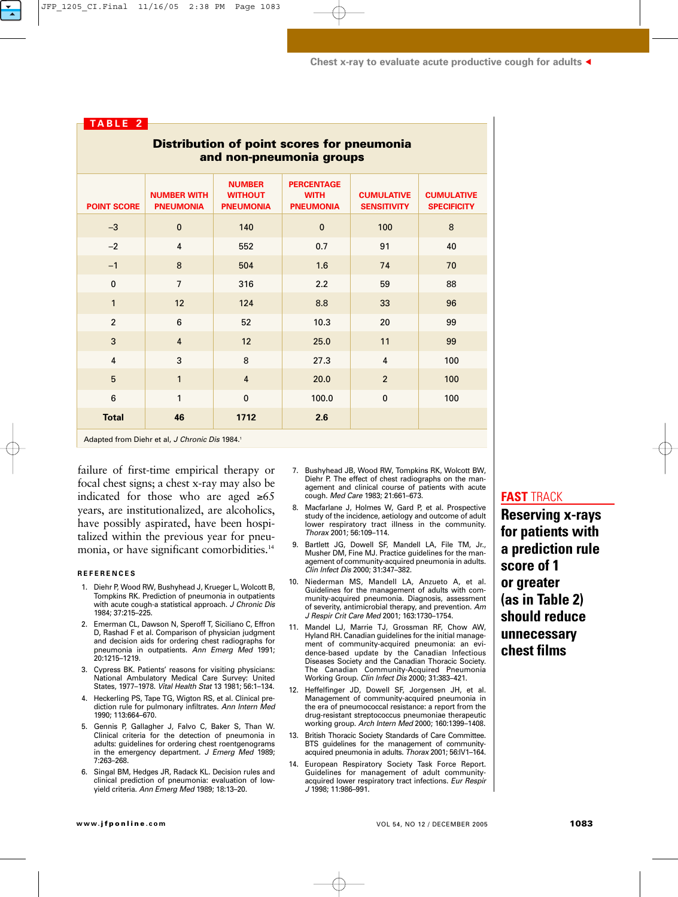**TABLE 2**

**Distribution of point scores for pneumonia and non-pneumonia groups**

| POINT SCORE | NUMBER WITH PNEUMONIA | NUMBER WITHOUT PNEUMONIA | PERCENTAGE WITH PNEUMONIA | CUMULATIVE SENSITIVITY | CUMULATIVE SPECIFICITY |
|---|---|---|---|---|---|
| –3 | 0 | 140 | 0 | 100 | 8 |
| –2 | 4 | 552 | 0.7 | 91 | 40 |
| –1 | 8 | 504 | 1.6 | 74 | 70 |
| 0 | 7 | 316 | 2.2 | 59 | 88 |
| 1 | 12 | 124 | 8.8 | 33 | 96 |
| 2 | 6 | 52 | 10.3 | 20 | 99 |
| 3 | 4 | 12 | 25.0 | 11 | 99 |
| 4 | 3 | 8 | 27.3 | 4 | 100 |
| 5 | 1 | 4 | 20.0 | 2 | 100 |
| 6 | 1 | 0 | 100.0 | 0 | 100 |
| **Total** | **46** | **1712** | **2.6** | | |

Adapted from Diehr et al, *J Chronic Dis* 1984.[1]

failure of first-time empirical therapy or focal chest signs; a chest x-ray may also be indicated for those who are aged ≥65 years, are institutionalized, are alcoholics, have possibly aspirated, have been hospitalized within the previous year for pneumonia, or have significant comorbidities.[14]

**FAST TRACK**
**Reserving x-rays for patients with a prediction rule score of 1 or greater (as in Table 2) should reduce unnecessary chest films**

## REFERENCES

1. Diehr P, Wood RW, Bushyhead J, Krueger L, Wolcott B, Tompkins RK. Prediction of pneumonia in outpatients with acute cough-a statistical approach. *J Chronic Dis* 1984; 37:215–225.
2. Emerman CL, Dawson N, Speroff T, Siciliano C, Effron D, Rashad F et al. Comparison of physician judgment and decision aids for ordering chest radiographs for pneumonia in outpatients. *Ann Emerg Med* 1991; 20:1215–1219.
3. Cypress BK. Patients' reasons for visiting physicians: National Ambulatory Medical Care Survey: United States, 1977–1978. *Vital Health Stat* 13 1981; 56:1–134.
4. Heckerling PS, Tape TG, Wigton RS, et al. Clinical prediction rule for pulmonary infiltrates. *Ann Intern Med* 1990; 113:664–670.
5. Gennis P, Gallagher J, Falvo C, Baker S, Than W. Clinical criteria for the detection of pneumonia in adults: guidelines for ordering chest roentgenograms in the emergency department. *J Emerg Med* 1989; 7:263–268.
6. Singal BM, Hedges JR, Radack KL. Decision rules and clinical prediction of pneumonia: evaluation of low-yield criteria. *Ann Emerg Med* 1989; 18:13–20.
7. Bushyhead JB, Wood RW, Tompkins RK, Wolcott BW, Diehr P. The effect of chest radiographs on the management and clinical course of patients with acute cough. *Med Care* 1983; 21:661–673.
8. Macfarlane J, Holmes W, Gard P, et al. Prospective study of the incidence, aetiology and outcome of adult lower respiratory tract illness in the community. *Thorax* 2001; 56:109–114.
9. Bartlett JG, Dowell SF, Mandell LA, File TM, Jr., Musher DM, Fine MJ. Practice guidelines for the management of community-acquired pneumonia in adults. *Clin Infect Dis* 2000; 31:347–382.
10. Niederman MS, Mandell LA, Anzueto A, et al. Guidelines for the management of adults with community-acquired pneumonia. Diagnosis, assessment of severity, antimicrobial therapy, and prevention. *Am J Respir Crit Care Med* 2001; 163:1730–1754.
11. Mandel LJ, Marrie TJ, Grossman RF, Chow AW, Hyland RH. Canadian guidelines for the initial management of community-acquired pneumonia: an evidence-based update by the Canadian Infectious Diseases Society and the Canadian Thoracic Society. The Canadian Community-Acquired Pneumonia Working Group. *Clin Infect Dis* 2000; 31:383–421.
12. Heffelfinger JD, Dowell SF, Jorgensen JH, et al. Management of community-acquired pneumonia in the era of pneumococcal resistance: a report from the drug-resistant streptococcus pneumoniae therapeutic working group. *Arch Intern Med* 2000; 160:1399–1408.
13. British Thoracic Society Standards of Care Committee. BTS guidelines for the management of community-acquired pneumonia in adults. *Thorax* 2001; 56:IV1–164.
14. European Respiratory Society Task Force Report. Guidelines for management of adult community-acquired lower respiratory tract infections. *Eur Respir J* 1998; 11:986–991.